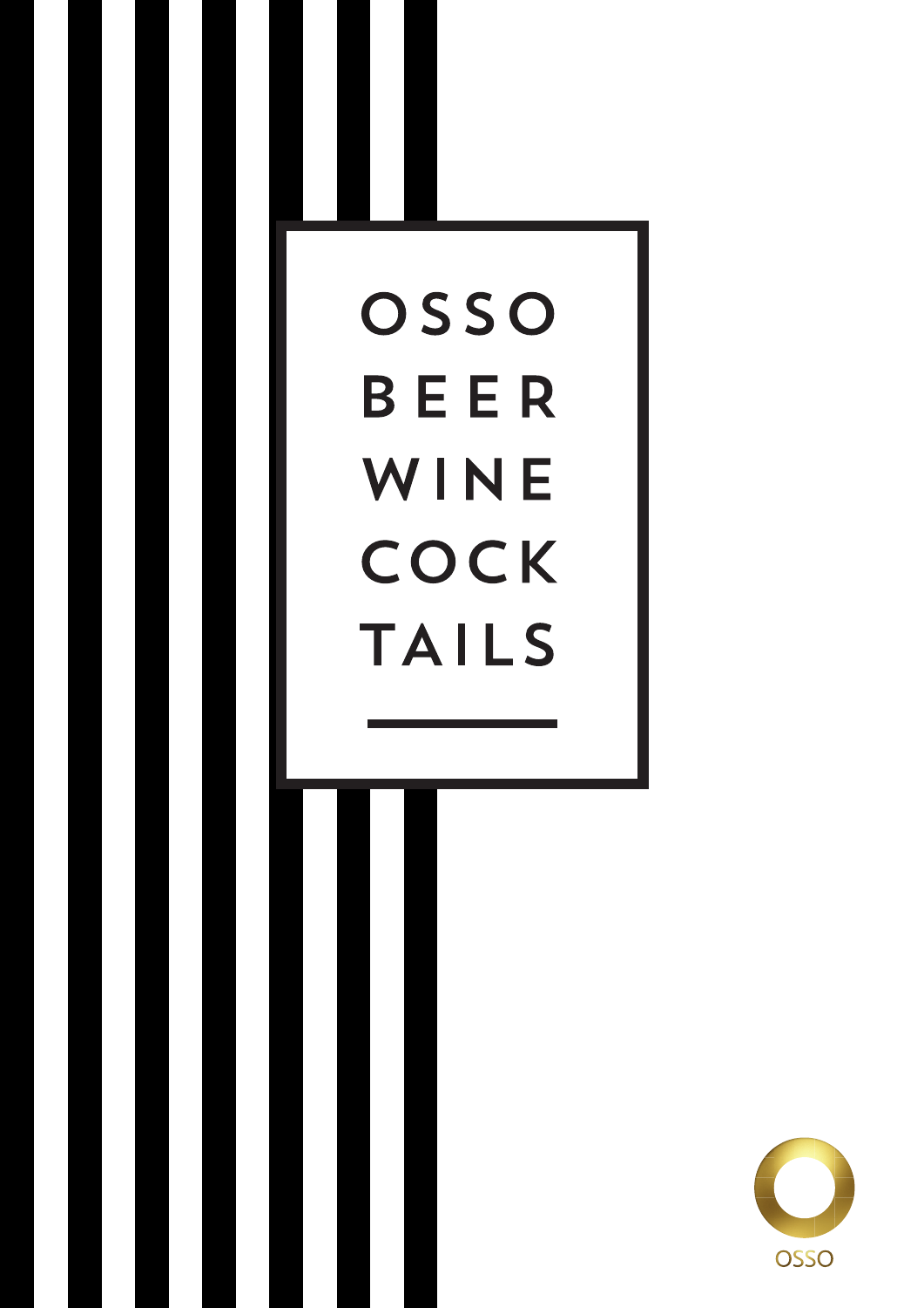# OSSO BEER WINE COCK TAILS

OSSO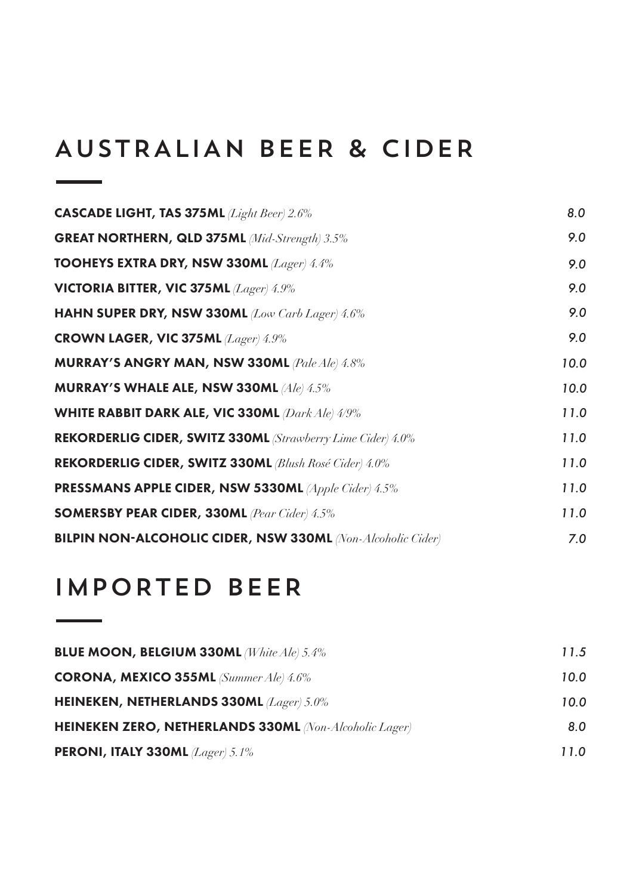# AUSTRALIAN BEER & CIDER

**CASCADE LIGHT, TAS 375ML** *(Light Beer) 2.6%* — *8.0*

**GREAT NORTHERN, QLD 375ML** *(Mid-Strength) 3.5%* — *9.0*

**TOOHEYS EXTRA DRY, NSW 330ML** *(Lager) 4.4%* — *9.0*

**VICTORIA BITTER, VIC 375ML** *(Lager) 4.9%* — *9.0*

**HAHN SUPER DRY, NSW 330ML** *(Low Carb Lager) 4.6%* — *9.0*

**CROWN LAGER, VIC 375ML** *(Lager) 4.9%* — *9.0*

**MURRAY'S ANGRY MAN, NSW 330ML** *(Pale Ale) 4.8%* — *10.0*

**MURRAY'S WHALE ALE, NSW 330ML** *(Ale) 4.5%* — *10.0*

**WHITE RABBIT DARK ALE, VIC 330ML** *(Dark Ale) 4/9%* — *11.0*

**REKORDERLIG CIDER, SWITZ 330ML** *(Strawberry Lime Cider) 4.0%* — *11.0*

**REKORDERLIG CIDER, SWITZ 330ML** *(Blush Rosé Cider) 4.0%* — *11.0*

**PRESSMANS APPLE CIDER, NSW 5330ML** *(Apple Cider) 4.5%* — *11.0*

**SOMERSBY PEAR CIDER, 330ML** *(Pear Cider) 4.5%* — *11.0*

**BILPIN NON-ALCOHOLIC CIDER, NSW 330ML** *(Non-Alcoholic Cider)* — *7.0*

# IMPORTED BEER

**BLUE MOON, BELGIUM 330ML** *(White Ale) 5.4%* — *11.5*

**CORONA, MEXICO 355ML** *(Summer Ale) 4.6%* — *10.0*

**HEINEKEN, NETHERLANDS 330ML** *(Lager) 5.0%* — *10.0*

**HEINEKEN ZERO, NETHERLANDS 330ML** *(Non-Alcoholic Lager)* — *8.0*

**PERONI, ITALY 330ML** *(Lager) 5.1%* — *11.0*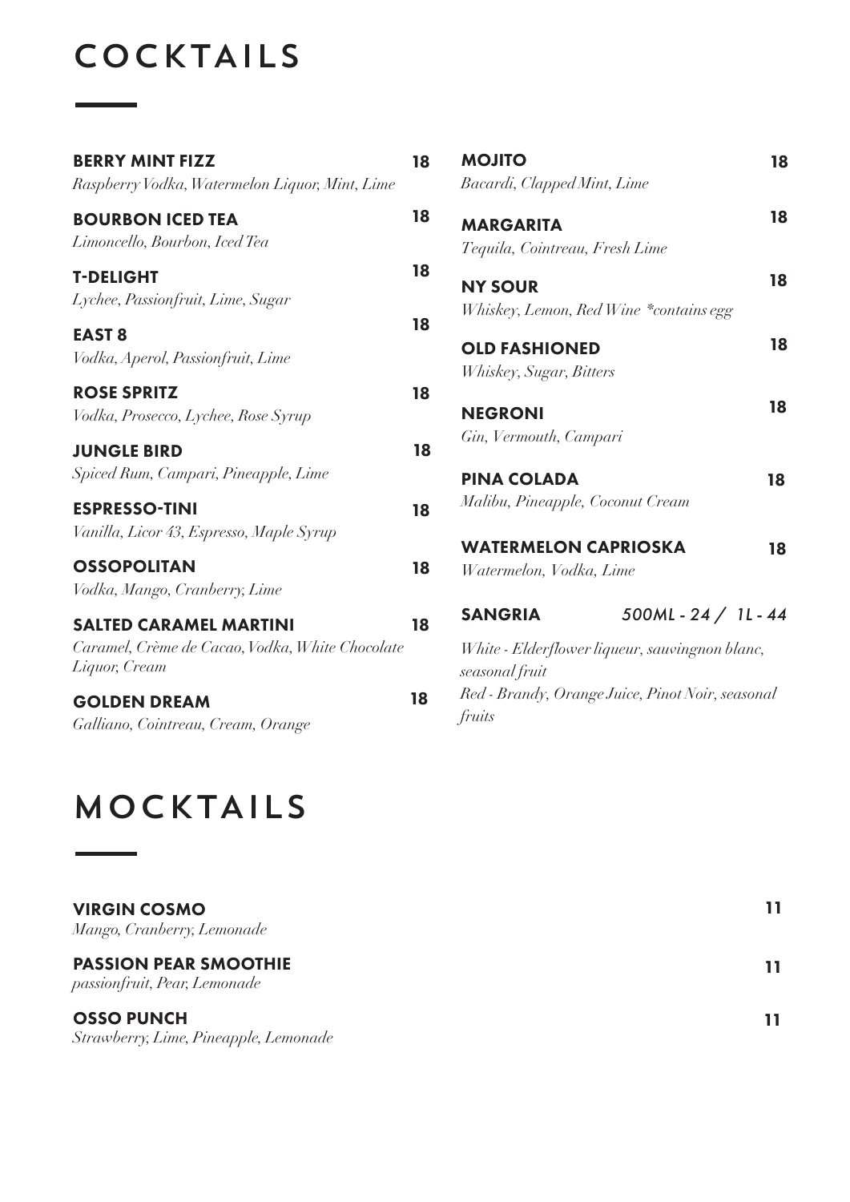# COCKTAILS

**BERRY MINT FIZZ** 18
*Raspberry Vodka, Watermelon Liquor, Mint, Lime*

**BOURBON ICED TEA** 18
*Limoncello, Bourbon, Iced Tea*

**T-DELIGHT** 18
*Lychee, Passionfruit, Lime, Sugar*

**EAST 8** 18
*Vodka, Aperol, Passionfruit, Lime*

**ROSE SPRITZ** 18
*Vodka, Prosecco, Lychee, Rose Syrup*

**JUNGLE BIRD** 18
*Spiced Rum, Campari, Pineapple, Lime*

**ESPRESSO-TINI** 18
*Vanilla, Licor 43, Espresso, Maple Syrup*

**OSSOPOLITAN** 18
*Vodka, Mango, Cranberry, Lime*

**SALTED CARAMEL MARTINI** 18
*Caramel, Crème de Cacao, Vodka, White Chocolate Liquor, Cream*

**GOLDEN DREAM** 18
*Galliano, Cointreau, Cream, Orange*

**MOJITO** 18
*Bacardi, Clapped Mint, Lime*

**MARGARITA** 18
*Tequila, Cointreau, Fresh Lime*

**NY SOUR** 18
*Whiskey, Lemon, Red Wine *contains egg*

**OLD FASHIONED** 18
*Whiskey, Sugar, Bitters*

**NEGRONI** 18
*Gin, Vermouth, Campari*

**PINA COLADA** 18
*Malibu, Pineapple, Coconut Cream*

**WATERMELON CAPRIOSKA** 18
*Watermelon, Vodka, Lime*

**SANGRIA** *500ML - 24 / 1L - 44*

*White - Elderflower liqueur, sauvingnon blanc, seasonal fruit*

*Red - Brandy, Orange Juice, Pinot Noir, seasonal fruits*

# MOCKTAILS

**VIRGIN COSMO** 11
*Mango, Cranberry, Lemonade*

**PASSION PEAR SMOOTHIE** 11
*passionfruit, Pear, Lemonade*

**OSSO PUNCH** 11
*Strawberry, Lime, Pineapple, Lemonade*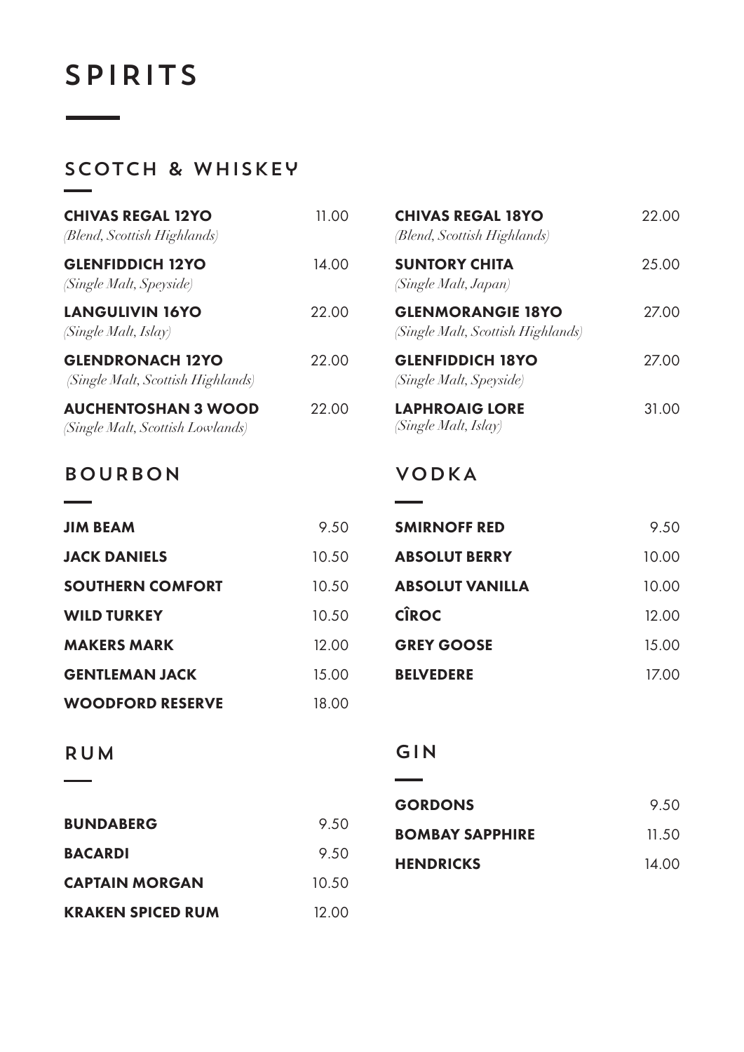# SPIRITS

## SCOTCH & WHISKEY

| | |
|---|---|
| **CHIVAS REGAL 12YO** *(Blend, Scottish Highlands)* | 11.00 |
| **GLENFIDDICH 12YO** *(Single Malt, Speyside)* | 14.00 |
| **LANGULIVIN 16YO** *(Single Malt, Islay)* | 22.00 |
| **GLENDRONACH 12YO** *(Single Malt, Scottish Highlands)* | 22.00 |
| **AUCHENTOSHAN 3 WOOD** *(Single Malt, Scottish Lowlands)* | 22.00 |
| **CHIVAS REGAL 18YO** *(Blend, Scottish Highlands)* | 22.00 |
| **SUNTORY CHITA** *(Single Malt, Japan)* | 25.00 |
| **GLENMORANGIE 18YO** *(Single Malt, Scottish Highlands)* | 27.00 |
| **GLENFIDDICH 18YO** *(Single Malt, Speyside)* | 27.00 |
| **LAPHROAIG LORE** *(Single Malt, Islay)* | 31.00 |

## BOURBON

| | |
|---|---|
| **JIM BEAM** | 9.50 |
| **JACK DANIELS** | 10.50 |
| **SOUTHERN COMFORT** | 10.50 |
| **WILD TURKEY** | 10.50 |
| **MAKERS MARK** | 12.00 |
| **GENTLEMAN JACK** | 15.00 |
| **WOODFORD RESERVE** | 18.00 |

## VODKA

| | |
|---|---|
| **SMIRNOFF RED** | 9.50 |
| **ABSOLUT BERRY** | 10.00 |
| **ABSOLUT VANILLA** | 10.00 |
| **CÎROC** | 12.00 |
| **GREY GOOSE** | 15.00 |
| **BELVEDERE** | 17.00 |

## RUM

| | |
|---|---|
| **BUNDABERG** | 9.50 |
| **BACARDI** | 9.50 |
| **CAPTAIN MORGAN** | 10.50 |
| **KRAKEN SPICED RUM** | 12.00 |

## GIN

| | |
|---|---|
| **GORDONS** | 9.50 |
| **BOMBAY SAPPHIRE** | 11.50 |
| **HENDRICKS** | 14.00 |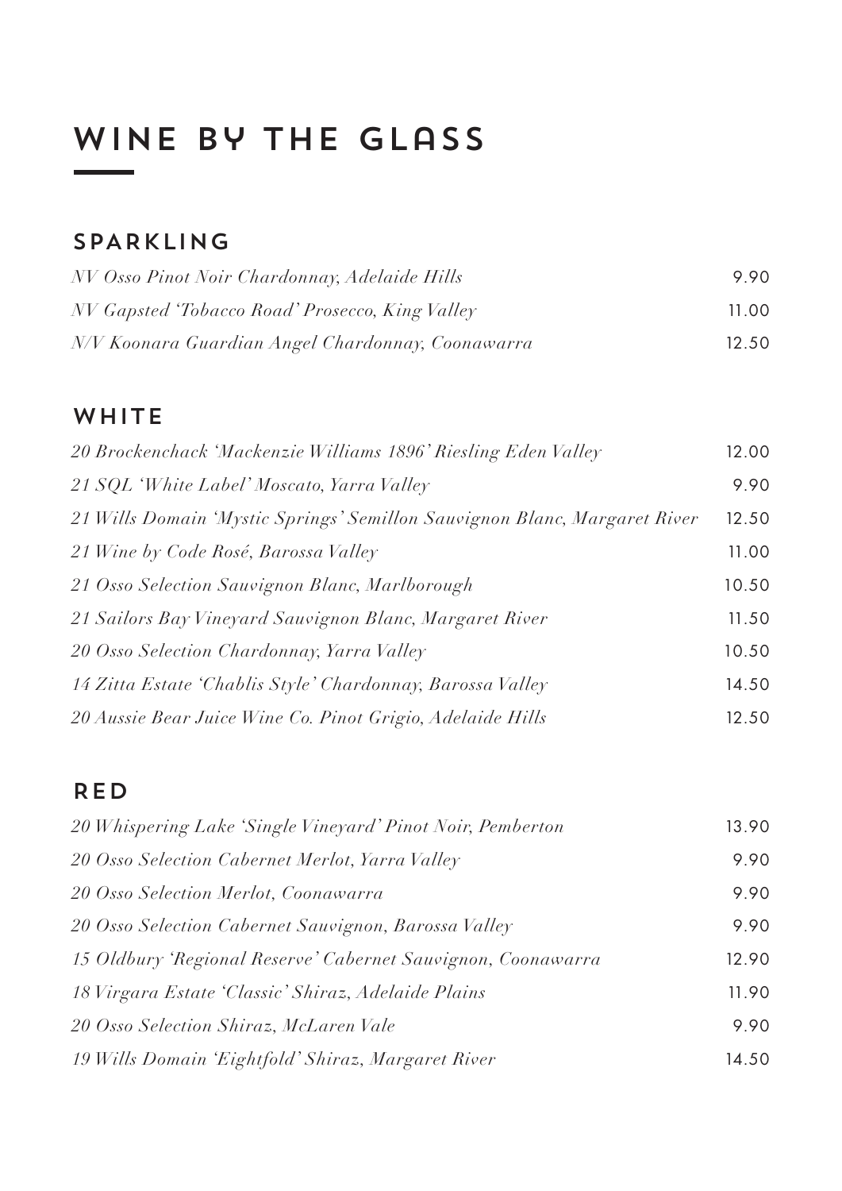# WINE BY THE GLASS

## SPARKLING

| | |
|---|---|
| *NV Osso Pinot Noir Chardonnay, Adelaide Hills* | 9.90 |
| *NV Gapsted 'Tobacco Road' Prosecco, King Valley* | 11.00 |
| *N/V Koonara Guardian Angel Chardonnay, Coonawarra* | 12.50 |

## WHITE

| | |
|---|---|
| *20 Brockenchack 'Mackenzie Williams 1896' Riesling Eden Valley* | 12.00 |
| *21 SQL 'White Label' Moscato, Yarra Valley* | 9.90 |
| *21 Wills Domain 'Mystic Springs' Semillon Sauvignon Blanc, Margaret River* | 12.50 |
| *21 Wine by Code Rosé, Barossa Valley* | 11.00 |
| *21 Osso Selection Sauvignon Blanc, Marlborough* | 10.50 |
| *21 Sailors Bay Vineyard Sauvignon Blanc, Margaret River* | 11.50 |
| *20 Osso Selection Chardonnay, Yarra Valley* | 10.50 |
| *14 Zitta Estate 'Chablis Style' Chardonnay, Barossa Valley* | 14.50 |
| *20 Aussie Bear Juice Wine Co. Pinot Grigio, Adelaide Hills* | 12.50 |

## RED

| | |
|---|---|
| *20 Whispering Lake 'Single Vineyard' Pinot Noir, Pemberton* | 13.90 |
| *20 Osso Selection Cabernet Merlot, Yarra Valley* | 9.90 |
| *20 Osso Selection Merlot, Coonawarra* | 9.90 |
| *20 Osso Selection Cabernet Sauvignon, Barossa Valley* | 9.90 |
| *15 Oldbury 'Regional Reserve' Cabernet Sauvignon, Coonawarra* | 12.90 |
| *18 Virgara Estate 'Classic' Shiraz, Adelaide Plains* | 11.90 |
| *20 Osso Selection Shiraz, McLaren Vale* | 9.90 |
| *19 Wills Domain 'Eightfold' Shiraz, Margaret River* | 14.50 |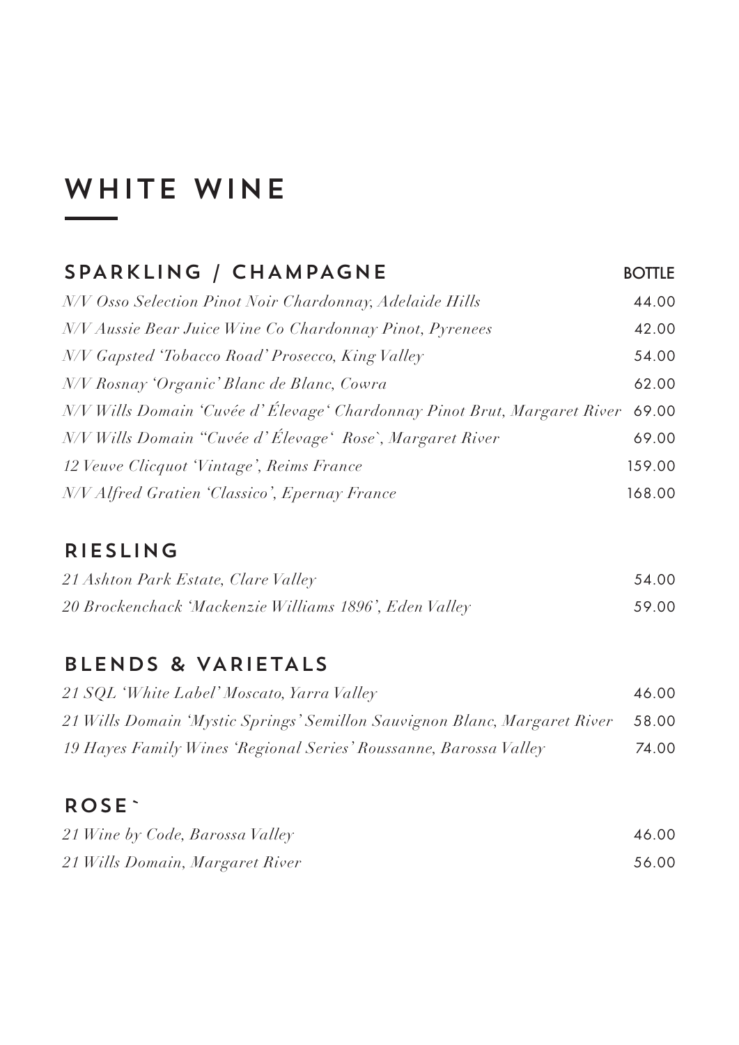# WHITE WINE

## SPARKLING / CHAMPAGNE

| | BOTTLE |
|---|---|
| *N/V Osso Selection Pinot Noir Chardonnay, Adelaide Hills* | 44.00 |
| *N/V Aussie Bear Juice Wine Co Chardonnay Pinot, Pyrenees* | 42.00 |
| *N/V Gapsted 'Tobacco Road' Prosecco, King Valley* | 54.00 |
| *N/V Rosnay 'Organic' Blanc de Blanc, Cowra* | 62.00 |
| *N/V Wills Domain 'Cuvée d' Élevage' Chardonnay Pinot Brut, Margaret River* | 69.00 |
| *N/V Wills Domain "Cuvée d' Élevage' Rose`, Margaret River* | 69.00 |
| *12 Veuve Clicquot 'Vintage', Reims France* | 159.00 |
| *N/V Alfred Gratien 'Classico', Epernay France* | 168.00 |

## RIESLING

| | |
|---|---|
| *21 Ashton Park Estate, Clare Valley* | 54.00 |
| *20 Brockenchack 'Mackenzie Williams 1896', Eden Valley* | 59.00 |

## BLENDS & VARIETALS

| | |
|---|---|
| *21 SQL 'White Label' Moscato, Yarra Valley* | 46.00 |
| *21 Wills Domain 'Mystic Springs' Semillon Sauvignon Blanc, Margaret River* | 58.00 |
| *19 Hayes Family Wines 'Regional Series' Roussanne, Barossa Valley* | 74.00 |

## ROSE`

| | |
|---|---|
| *21 Wine by Code, Barossa Valley* | 46.00 |
| *21 Wills Domain, Margaret River* | 56.00 |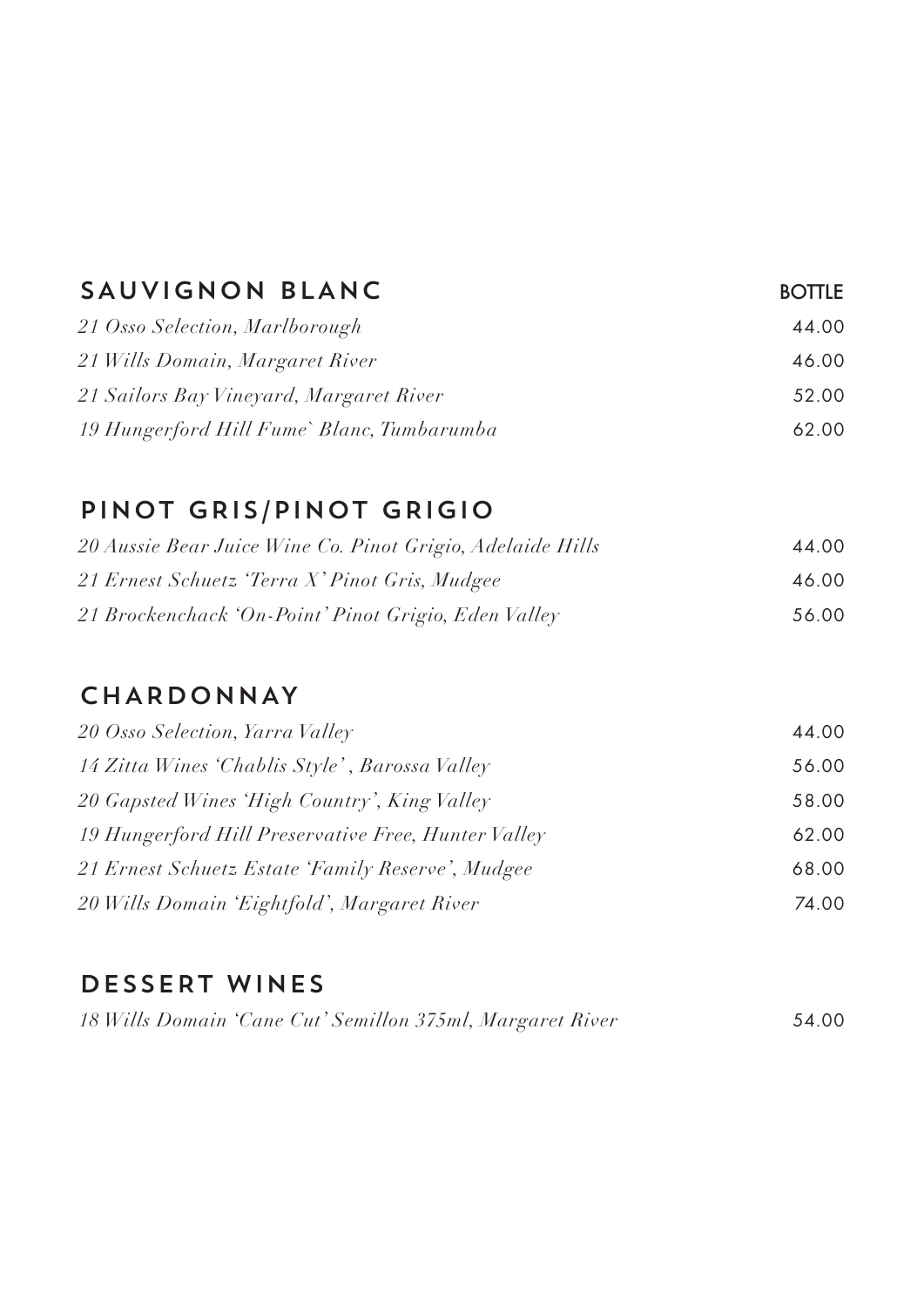## SAUVIGNON BLANC

| | BOTTLE |
|---|---|
| *21 Osso Selection, Marlborough* | 44.00 |
| *21 Wills Domain, Margaret River* | 46.00 |
| *21 Sailors Bay Vineyard, Margaret River* | 52.00 |
| *19 Hungerford Hill Fume` Blanc, Tumbarumba* | 62.00 |

## PINOT GRIS/PINOT GRIGIO

| | |
|---|---|
| *20 Aussie Bear Juice Wine Co. Pinot Grigio, Adelaide Hills* | 44.00 |
| *21 Ernest Schuetz 'Terra X' Pinot Gris, Mudgee* | 46.00 |
| *21 Brockenchack 'On-Point' Pinot Grigio, Eden Valley* | 56.00 |

## CHARDONNAY

| | |
|---|---|
| *20 Osso Selection, Yarra Valley* | 44.00 |
| *14 Zitta Wines 'Chablis Style' , Barossa Valley* | 56.00 |
| *20 Gapsted Wines 'High Country', King Valley* | 58.00 |
| *19 Hungerford Hill Preservative Free, Hunter Valley* | 62.00 |
| *21 Ernest Schuetz Estate 'Family Reserve', Mudgee* | 68.00 |
| *20 Wills Domain 'Eightfold', Margaret River* | 74.00 |

## DESSERT WINES

| | |
|---|---|
| *18 Wills Domain 'Cane Cut' Semillon 375ml, Margaret River* | 54.00 |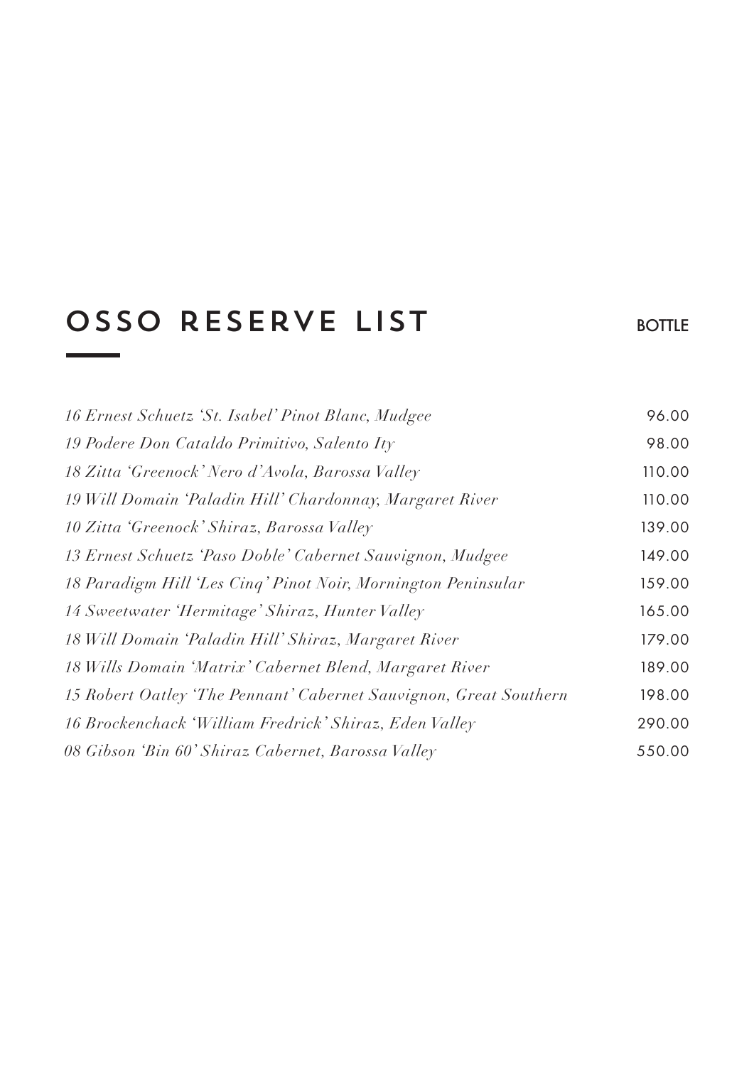# OSSO RESERVE LIST

| | BOTTLE |
|---|---|
| *16 Ernest Schuetz 'St. Isabel' Pinot Blanc, Mudgee* | 96.00 |
| *19 Podere Don Cataldo Primitivo, Salento Ity* | 98.00 |
| *18 Zitta 'Greenock' Nero d'Avola, Barossa Valley* | 110.00 |
| *19 Will Domain 'Paladin Hill' Chardonnay, Margaret River* | 110.00 |
| *10 Zitta 'Greenock' Shiraz, Barossa Valley* | 139.00 |
| *13 Ernest Schuetz 'Paso Doble' Cabernet Sauvignon, Mudgee* | 149.00 |
| *18 Paradigm Hill 'Les Cinq' Pinot Noir, Mornington Peninsular* | 159.00 |
| *14 Sweetwater 'Hermitage' Shiraz, Hunter Valley* | 165.00 |
| *18 Will Domain 'Paladin Hill' Shiraz, Margaret River* | 179.00 |
| *18 Wills Domain 'Matrix' Cabernet Blend, Margaret River* | 189.00 |
| *15 Robert Oatley 'The Pennant' Cabernet Sauvignon, Great Southern* | 198.00 |
| *16 Brockenchack 'William Fredrick' Shiraz, Eden Valley* | 290.00 |
| *08 Gibson 'Bin 60' Shiraz Cabernet, Barossa Valley* | 550.00 |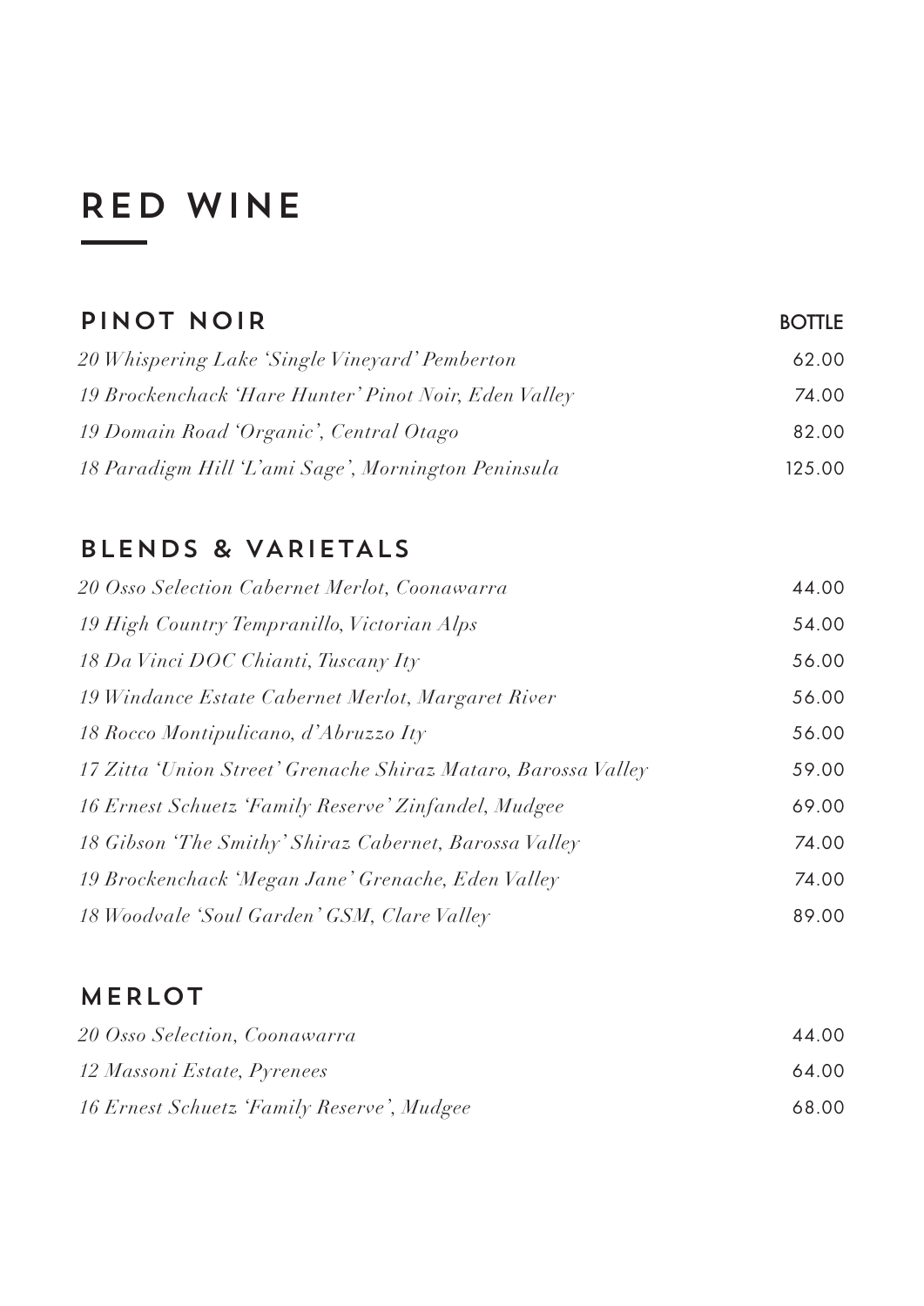# RED WINE

## PINOT NOIR

| | BOTTLE |
|---|---|
| *20 Whispering Lake 'Single Vineyard' Pemberton* | 62.00 |
| *19 Brockenchack 'Hare Hunter' Pinot Noir, Eden Valley* | 74.00 |
| *19 Domain Road 'Organic', Central Otago* | 82.00 |
| *18 Paradigm Hill 'L'ami Sage', Mornington Peninsula* | 125.00 |

## BLENDS & VARIETALS

| | |
|---|---|
| *20 Osso Selection Cabernet Merlot, Coonawarra* | 44.00 |
| *19 High Country Tempranillo, Victorian Alps* | 54.00 |
| *18 Da Vinci DOC Chianti, Tuscany Ity* | 56.00 |
| *19 Windance Estate Cabernet Merlot, Margaret River* | 56.00 |
| *18 Rocco Montipulicano, d'Abruzzo Ity* | 56.00 |
| *17 Zitta 'Union Street' Grenache Shiraz Mataro, Barossa Valley* | 59.00 |
| *16 Ernest Schuetz 'Family Reserve' Zinfandel, Mudgee* | 69.00 |
| *18 Gibson 'The Smithy' Shiraz Cabernet, Barossa Valley* | 74.00 |
| *19 Brockenchack 'Megan Jane' Grenache, Eden Valley* | 74.00 |
| *18 Woodvale 'Soul Garden' GSM, Clare Valley* | 89.00 |

## MERLOT

| | |
|---|---|
| *20 Osso Selection, Coonawarra* | 44.00 |
| *12 Massoni Estate, Pyrenees* | 64.00 |
| *16 Ernest Schuetz 'Family Reserve', Mudgee* | 68.00 |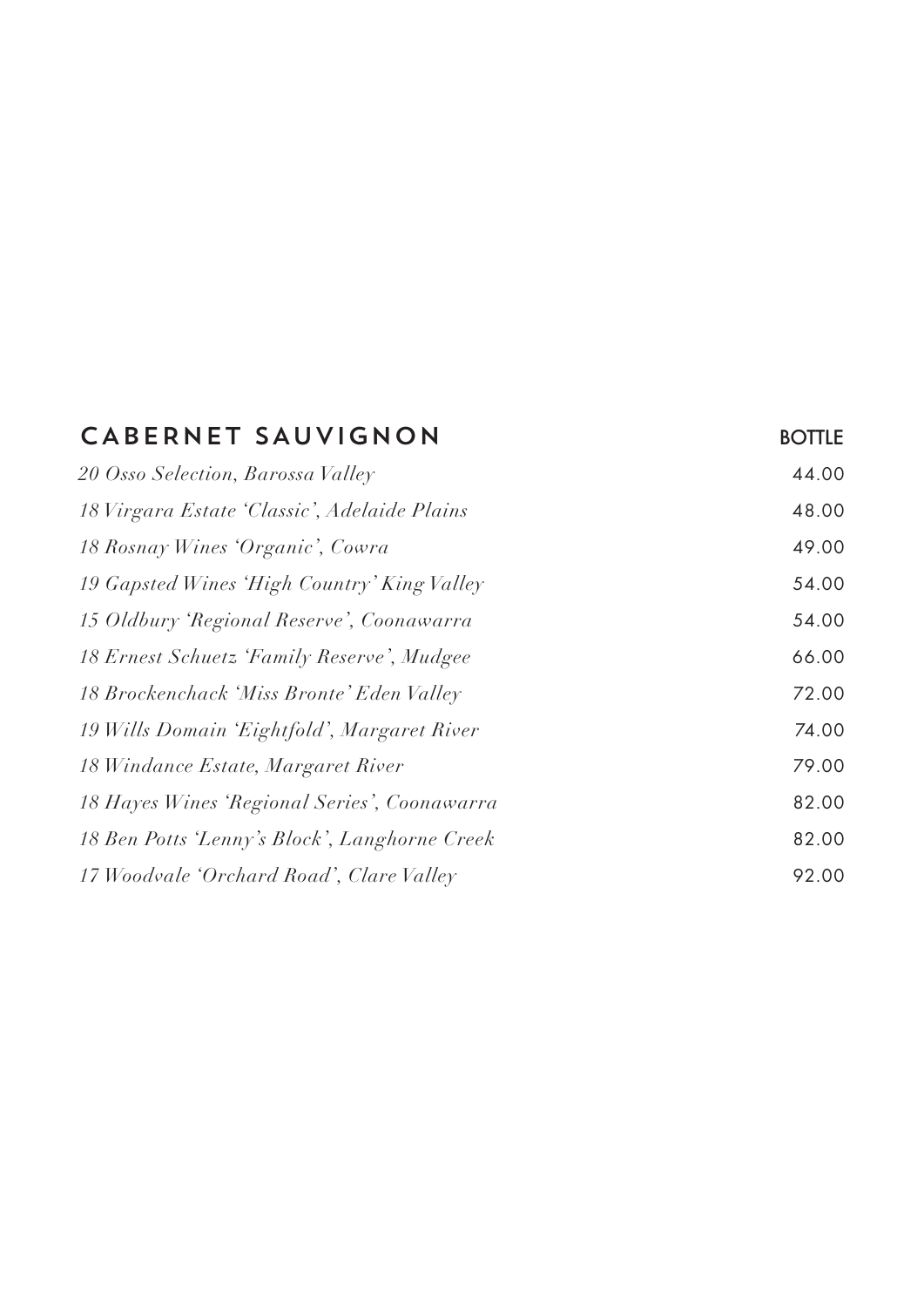| CABERNET SAUVIGNON | BOTTLE |
|---|---|
| *20 Osso Selection, Barossa Valley* | 44.00 |
| *18 Virgara Estate 'Classic', Adelaide Plains* | 48.00 |
| *18 Rosnay Wines 'Organic', Cowra* | 49.00 |
| *19 Gapsted Wines 'High Country' King Valley* | 54.00 |
| *15 Oldbury 'Regional Reserve', Coonawarra* | 54.00 |
| *18 Ernest Schuetz 'Family Reserve', Mudgee* | 66.00 |
| *18 Brockenchack 'Miss Bronte' Eden Valley* | 72.00 |
| *19 Wills Domain 'Eightfold', Margaret River* | 74.00 |
| *18 Windance Estate, Margaret River* | 79.00 |
| *18 Hayes Wines 'Regional Series', Coonawarra* | 82.00 |
| *18 Ben Potts 'Lenny's Block', Langhorne Creek* | 82.00 |
| *17 Woodvale 'Orchard Road', Clare Valley* | 92.00 |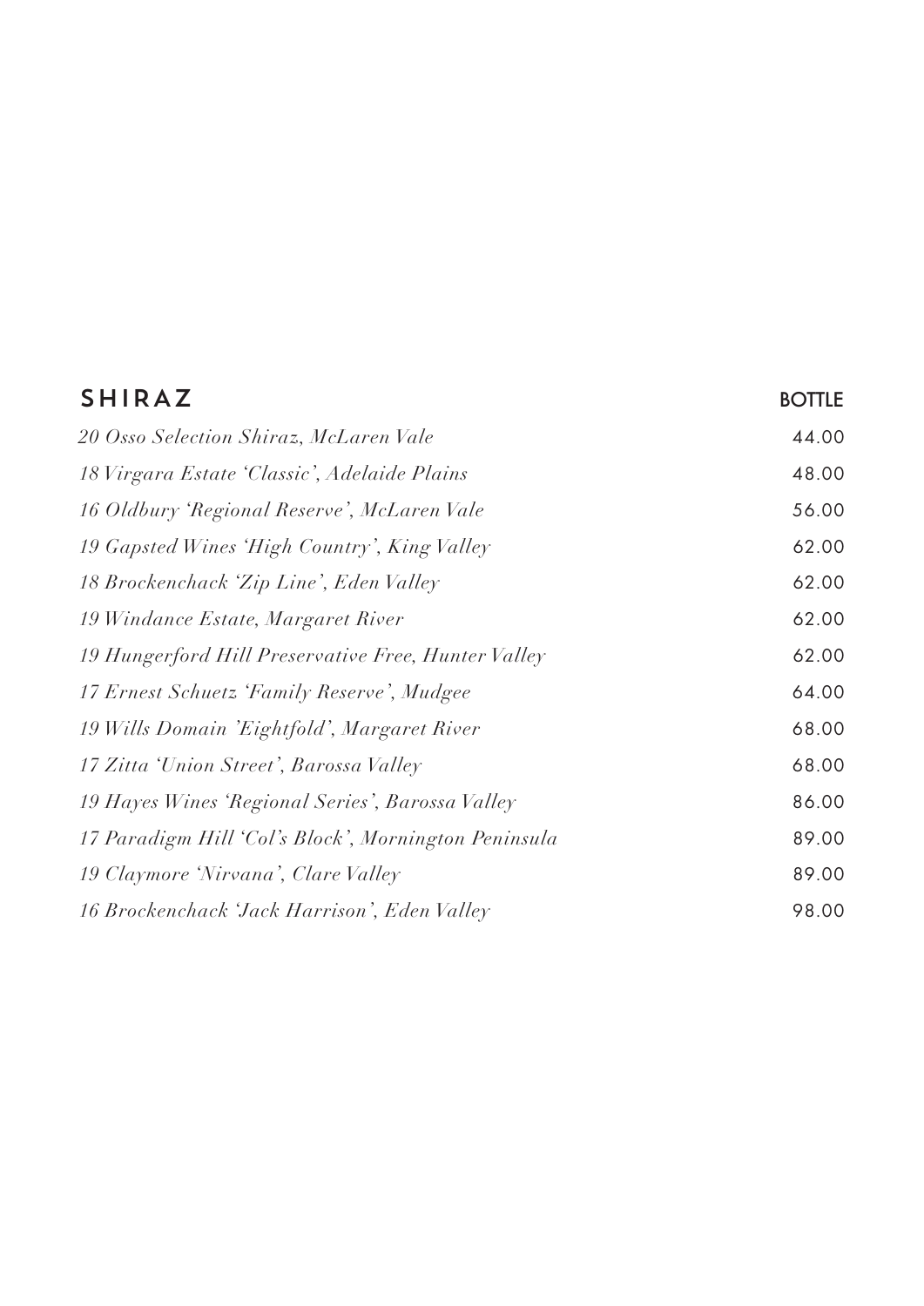## SHIRAZ

| | BOTTLE |
|---|---|
| *20 Osso Selection Shiraz, McLaren Vale* | 44.00 |
| *18 Virgara Estate 'Classic', Adelaide Plains* | 48.00 |
| *16 Oldbury 'Regional Reserve', McLaren Vale* | 56.00 |
| *19 Gapsted Wines 'High Country', King Valley* | 62.00 |
| *18 Brockenchack 'Zip Line', Eden Valley* | 62.00 |
| *19 Windance Estate, Margaret River* | 62.00 |
| *19 Hungerford Hill Preservative Free, Hunter Valley* | 62.00 |
| *17 Ernest Schuetz 'Family Reserve', Mudgee* | 64.00 |
| *19 Wills Domain 'Eightfold', Margaret River* | 68.00 |
| *17 Zitta 'Union Street', Barossa Valley* | 68.00 |
| *19 Hayes Wines 'Regional Series', Barossa Valley* | 86.00 |
| *17 Paradigm Hill 'Col's Block', Mornington Peninsula* | 89.00 |
| *19 Claymore 'Nirvana', Clare Valley* | 89.00 |
| *16 Brockenchack 'Jack Harrison', Eden Valley* | 98.00 |